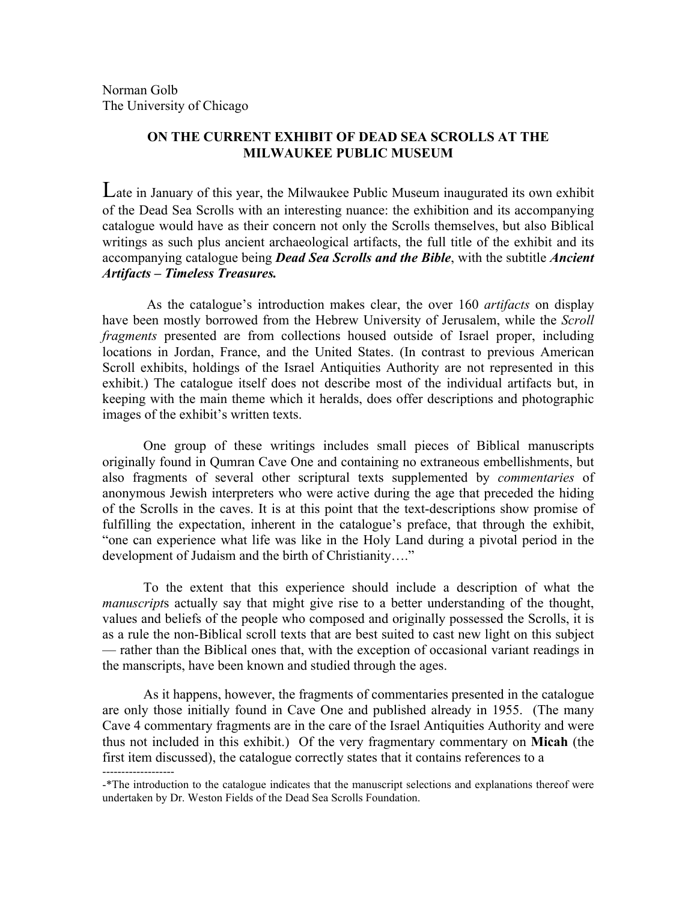Norman Golb
The University of Chicago

## ON THE CURRENT EXHIBIT OF DEAD SEA SCROLLS AT THE MILWAUKEE PUBLIC MUSEUM

Late in January of this year, the Milwaukee Public Museum inaugurated its own exhibit of the Dead Sea Scrolls with an interesting nuance: the exhibition and its accompanying catalogue would have as their concern not only the Scrolls themselves, but also Biblical writings as such plus ancient archaeological artifacts, the full title of the exhibit and its accompanying catalogue being ***Dead Sea Scrolls and the Bible***, with the subtitle ***Ancient Artifacts – Timeless Treasures.***

As the catalogue's introduction makes clear, the over 160 *artifacts* on display have been mostly borrowed from the Hebrew University of Jerusalem, while the *Scroll fragments* presented are from collections housed outside of Israel proper, including locations in Jordan, France, and the United States. (In contrast to previous American Scroll exhibits, holdings of the Israel Antiquities Authority are not represented in this exhibit.) The catalogue itself does not describe most of the individual artifacts but, in keeping with the main theme which it heralds, does offer descriptions and photographic images of the exhibit's written texts.

One group of these writings includes small pieces of Biblical manuscripts originally found in Qumran Cave One and containing no extraneous embellishments, but also fragments of several other scriptural texts supplemented by *commentaries* of anonymous Jewish interpreters who were active during the age that preceded the hiding of the Scrolls in the caves. It is at this point that the text-descriptions show promise of fulfilling the expectation, inherent in the catalogue's preface, that through the exhibit, "one can experience what life was like in the Holy Land during a pivotal period in the development of Judaism and the birth of Christianity…."

To the extent that this experience should include a description of what the *manuscript*s actually say that might give rise to a better understanding of the thought, values and beliefs of the people who composed and originally possessed the Scrolls, it is as a rule the non-Biblical scroll texts that are best suited to cast new light on this subject — rather than the Biblical ones that, with the exception of occasional variant readings in the manscripts, have been known and studied through the ages.

As it happens, however, the fragments of commentaries presented in the catalogue are only those initially found in Cave One and published already in 1955. (The many Cave 4 commentary fragments are in the care of the Israel Antiquities Authority and were thus not included in this exhibit.) Of the very fragmentary commentary on **Micah** (the first item discussed), the catalogue correctly states that it contains references to a

-------------------

-*The introduction to the catalogue indicates that the manuscript selections and explanations thereof were undertaken by Dr. Weston Fields of the Dead Sea Scrolls Foundation.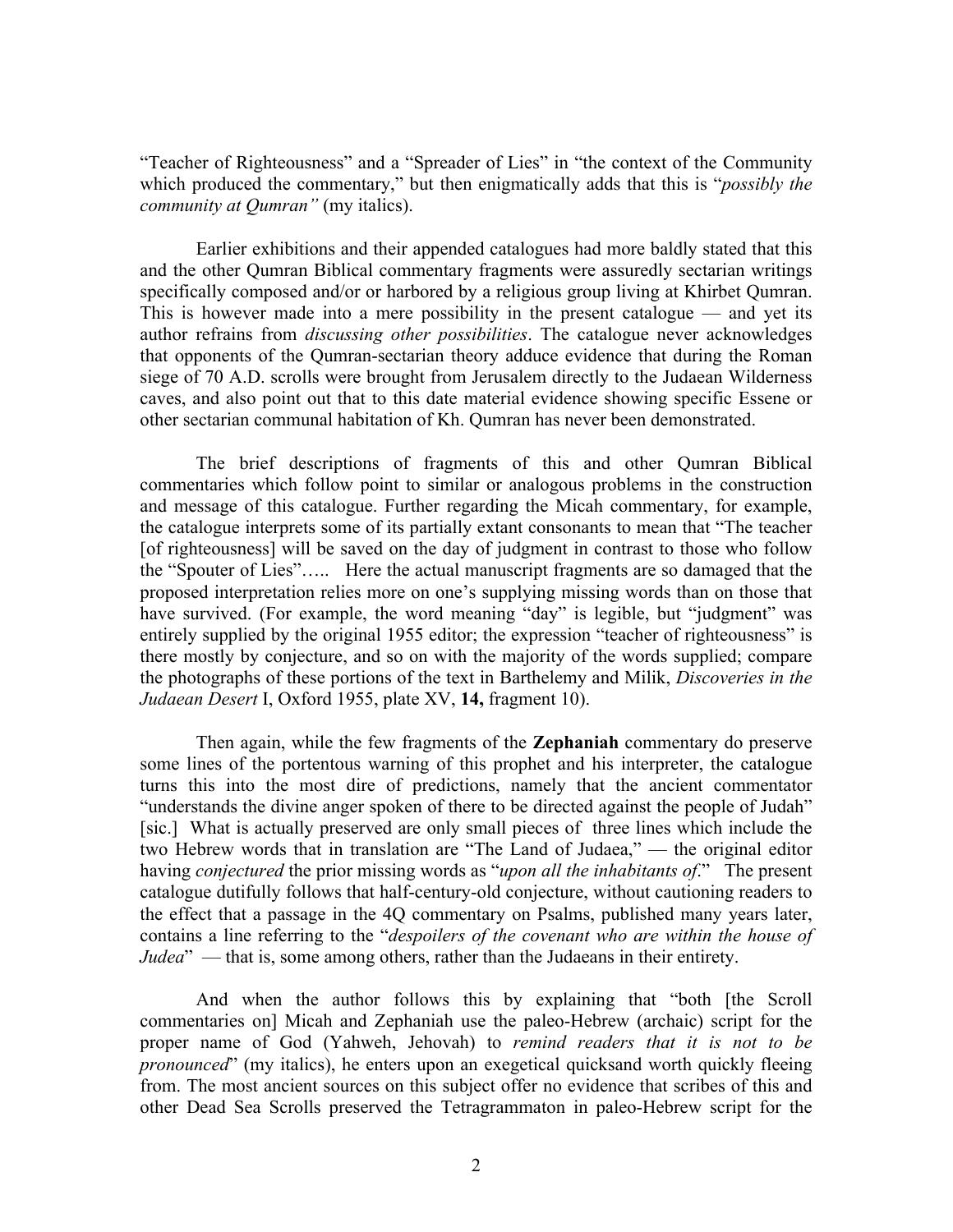"Teacher of Righteousness" and a "Spreader of Lies" in "the context of the Community which produced the commentary," but then enigmatically adds that this is "*possibly the community at Qumran"* (my italics).

Earlier exhibitions and their appended catalogues had more baldly stated that this and the other Qumran Biblical commentary fragments were assuredly sectarian writings specifically composed and/or or harbored by a religious group living at Khirbet Qumran. This is however made into a mere possibility in the present catalogue — and yet its author refrains from *discussing other possibilities*. The catalogue never acknowledges that opponents of the Qumran-sectarian theory adduce evidence that during the Roman siege of 70 A.D. scrolls were brought from Jerusalem directly to the Judaean Wilderness caves, and also point out that to this date material evidence showing specific Essene or other sectarian communal habitation of Kh. Qumran has never been demonstrated.

The brief descriptions of fragments of this and other Qumran Biblical commentaries which follow point to similar or analogous problems in the construction and message of this catalogue. Further regarding the Micah commentary, for example, the catalogue interprets some of its partially extant consonants to mean that "The teacher [of righteousness] will be saved on the day of judgment in contrast to those who follow the "Spouter of Lies"….. Here the actual manuscript fragments are so damaged that the proposed interpretation relies more on one's supplying missing words than on those that have survived. (For example, the word meaning "day" is legible, but "judgment" was entirely supplied by the original 1955 editor; the expression "teacher of righteousness" is there mostly by conjecture, and so on with the majority of the words supplied; compare the photographs of these portions of the text in Barthelemy and Milik, *Discoveries in the Judaean Desert* I, Oxford 1955, plate XV, **14,** fragment 10).

Then again, while the few fragments of the **Zephaniah** commentary do preserve some lines of the portentous warning of this prophet and his interpreter, the catalogue turns this into the most dire of predictions, namely that the ancient commentator "understands the divine anger spoken of there to be directed against the people of Judah" [sic.] What is actually preserved are only small pieces of three lines which include the two Hebrew words that in translation are "The Land of Judaea," — the original editor having *conjectured* the prior missing words as "*upon all the inhabitants of*." The present catalogue dutifully follows that half-century-old conjecture, without cautioning readers to the effect that a passage in the 4Q commentary on Psalms, published many years later, contains a line referring to the "*despoilers of the covenant who are within the house of Judea*" — that is, some among others, rather than the Judaeans in their entirety.

And when the author follows this by explaining that "both [the Scroll commentaries on] Micah and Zephaniah use the paleo-Hebrew (archaic) script for the proper name of God (Yahweh, Jehovah) to *remind readers that it is not to be pronounced*" (my italics), he enters upon an exegetical quicksand worth quickly fleeing from. The most ancient sources on this subject offer no evidence that scribes of this and other Dead Sea Scrolls preserved the Tetragrammaton in paleo-Hebrew script for the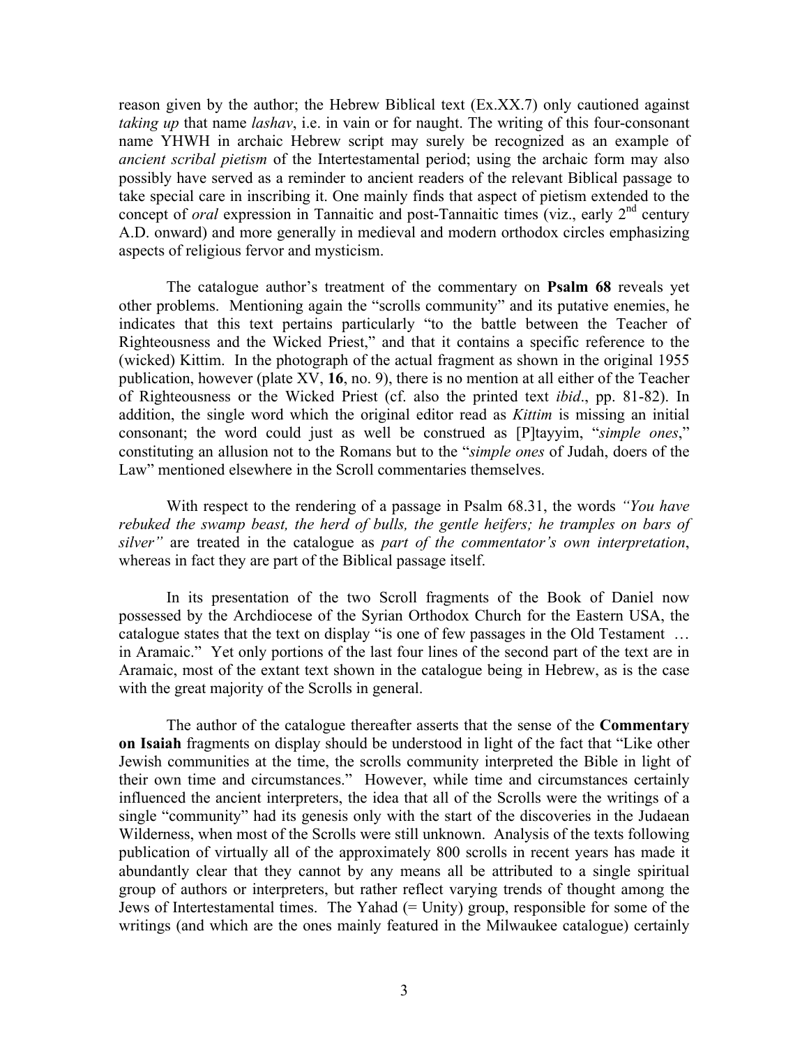reason given by the author; the Hebrew Biblical text (Ex.XX.7) only cautioned against *taking up* that name *lashav*, i.e. in vain or for naught. The writing of this four-consonant name YHWH in archaic Hebrew script may surely be recognized as an example of *ancient scribal pietism* of the Intertestamental period; using the archaic form may also possibly have served as a reminder to ancient readers of the relevant Biblical passage to take special care in inscribing it. One mainly finds that aspect of pietism extended to the concept of *oral* expression in Tannaitic and post-Tannaitic times (viz., early 2nd century A.D. onward) and more generally in medieval and modern orthodox circles emphasizing aspects of religious fervor and mysticism.

The catalogue author's treatment of the commentary on **Psalm 68** reveals yet other problems. Mentioning again the "scrolls community" and its putative enemies, he indicates that this text pertains particularly "to the battle between the Teacher of Righteousness and the Wicked Priest," and that it contains a specific reference to the (wicked) Kittim. In the photograph of the actual fragment as shown in the original 1955 publication, however (plate XV, **16**, no. 9), there is no mention at all either of the Teacher of Righteousness or the Wicked Priest (cf. also the printed text *ibid*., pp. 81-82). In addition, the single word which the original editor read as *Kittim* is missing an initial consonant; the word could just as well be construed as [P]tayyim, "*simple ones*," constituting an allusion not to the Romans but to the "*simple ones* of Judah, doers of the Law" mentioned elsewhere in the Scroll commentaries themselves.

With respect to the rendering of a passage in Psalm 68.31, the words *"You have rebuked the swamp beast, the herd of bulls, the gentle heifers; he tramples on bars of silver"* are treated in the catalogue as *part of the commentator's own interpretation*, whereas in fact they are part of the Biblical passage itself.

In its presentation of the two Scroll fragments of the Book of Daniel now possessed by the Archdiocese of the Syrian Orthodox Church for the Eastern USA, the catalogue states that the text on display "is one of few passages in the Old Testament … in Aramaic." Yet only portions of the last four lines of the second part of the text are in Aramaic, most of the extant text shown in the catalogue being in Hebrew, as is the case with the great majority of the Scrolls in general.

The author of the catalogue thereafter asserts that the sense of the **Commentary on Isaiah** fragments on display should be understood in light of the fact that "Like other Jewish communities at the time, the scrolls community interpreted the Bible in light of their own time and circumstances." However, while time and circumstances certainly influenced the ancient interpreters, the idea that all of the Scrolls were the writings of a single "community" had its genesis only with the start of the discoveries in the Judaean Wilderness, when most of the Scrolls were still unknown. Analysis of the texts following publication of virtually all of the approximately 800 scrolls in recent years has made it abundantly clear that they cannot by any means all be attributed to a single spiritual group of authors or interpreters, but rather reflect varying trends of thought among the Jews of Intertestamental times. The Yahad (= Unity) group, responsible for some of the writings (and which are the ones mainly featured in the Milwaukee catalogue) certainly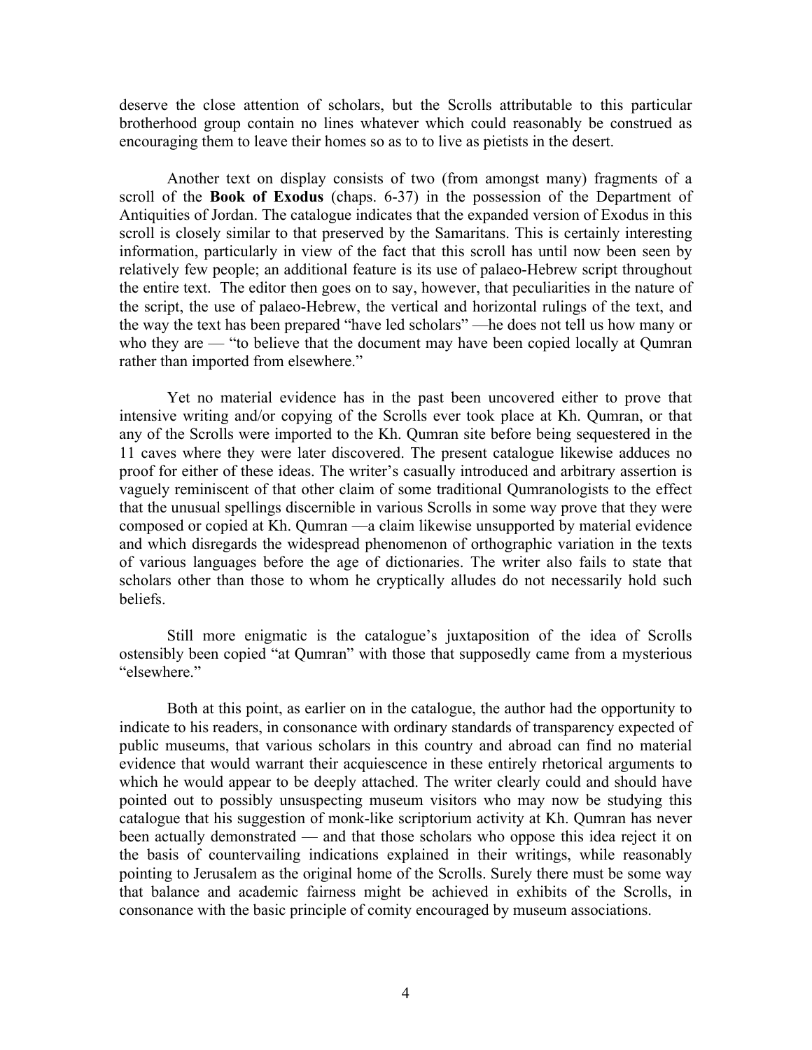deserve the close attention of scholars, but the Scrolls attributable to this particular brotherhood group contain no lines whatever which could reasonably be construed as encouraging them to leave their homes so as to to live as pietists in the desert.

Another text on display consists of two (from amongst many) fragments of a scroll of the **Book of Exodus** (chaps. 6-37) in the possession of the Department of Antiquities of Jordan. The catalogue indicates that the expanded version of Exodus in this scroll is closely similar to that preserved by the Samaritans. This is certainly interesting information, particularly in view of the fact that this scroll has until now been seen by relatively few people; an additional feature is its use of palaeo-Hebrew script throughout the entire text. The editor then goes on to say, however, that peculiarities in the nature of the script, the use of palaeo-Hebrew, the vertical and horizontal rulings of the text, and the way the text has been prepared "have led scholars" —he does not tell us how many or who they are — "to believe that the document may have been copied locally at Qumran rather than imported from elsewhere."

Yet no material evidence has in the past been uncovered either to prove that intensive writing and/or copying of the Scrolls ever took place at Kh. Qumran, or that any of the Scrolls were imported to the Kh. Qumran site before being sequestered in the 11 caves where they were later discovered. The present catalogue likewise adduces no proof for either of these ideas. The writer's casually introduced and arbitrary assertion is vaguely reminiscent of that other claim of some traditional Qumranologists to the effect that the unusual spellings discernible in various Scrolls in some way prove that they were composed or copied at Kh. Qumran —a claim likewise unsupported by material evidence and which disregards the widespread phenomenon of orthographic variation in the texts of various languages before the age of dictionaries. The writer also fails to state that scholars other than those to whom he cryptically alludes do not necessarily hold such beliefs.

Still more enigmatic is the catalogue's juxtaposition of the idea of Scrolls ostensibly been copied "at Qumran" with those that supposedly came from a mysterious "elsewhere."

Both at this point, as earlier on in the catalogue, the author had the opportunity to indicate to his readers, in consonance with ordinary standards of transparency expected of public museums, that various scholars in this country and abroad can find no material evidence that would warrant their acquiescence in these entirely rhetorical arguments to which he would appear to be deeply attached. The writer clearly could and should have pointed out to possibly unsuspecting museum visitors who may now be studying this catalogue that his suggestion of monk-like scriptorium activity at Kh. Qumran has never been actually demonstrated — and that those scholars who oppose this idea reject it on the basis of countervailing indications explained in their writings, while reasonably pointing to Jerusalem as the original home of the Scrolls. Surely there must be some way that balance and academic fairness might be achieved in exhibits of the Scrolls, in consonance with the basic principle of comity encouraged by museum associations.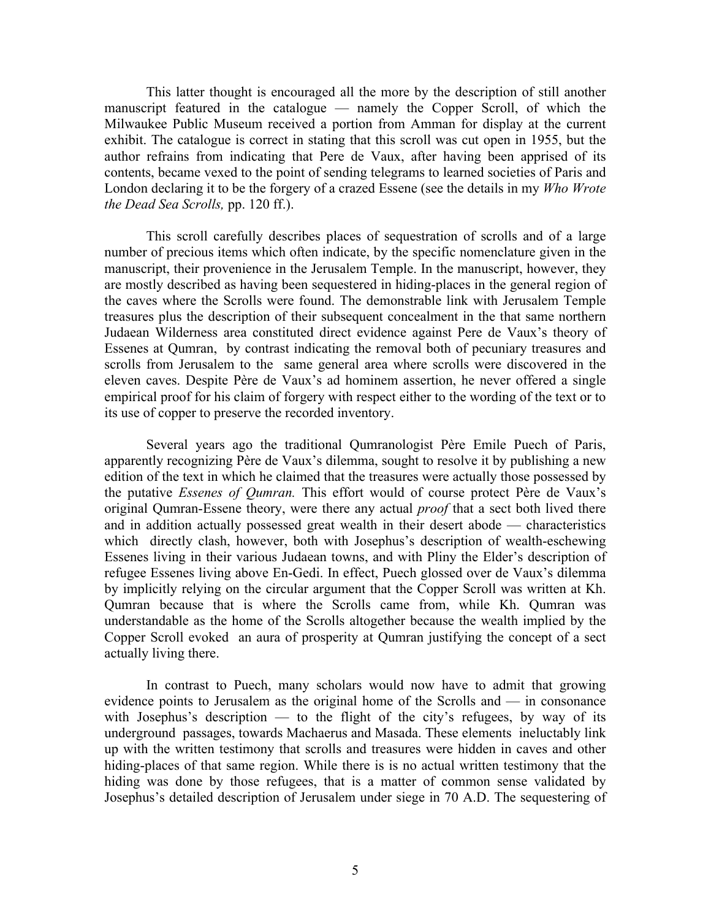This latter thought is encouraged all the more by the description of still another manuscript featured in the catalogue — namely the Copper Scroll, of which the Milwaukee Public Museum received a portion from Amman for display at the current exhibit. The catalogue is correct in stating that this scroll was cut open in 1955, but the author refrains from indicating that Pere de Vaux, after having been apprised of its contents, became vexed to the point of sending telegrams to learned societies of Paris and London declaring it to be the forgery of a crazed Essene (see the details in my *Who Wrote the Dead Sea Scrolls,* pp. 120 ff.).

This scroll carefully describes places of sequestration of scrolls and of a large number of precious items which often indicate, by the specific nomenclature given in the manuscript, their provenience in the Jerusalem Temple. In the manuscript, however, they are mostly described as having been sequestered in hiding-places in the general region of the caves where the Scrolls were found. The demonstrable link with Jerusalem Temple treasures plus the description of their subsequent concealment in the that same northern Judaean Wilderness area constituted direct evidence against Pere de Vaux's theory of Essenes at Qumran, by contrast indicating the removal both of pecuniary treasures and scrolls from Jerusalem to the same general area where scrolls were discovered in the eleven caves. Despite Père de Vaux's ad hominem assertion, he never offered a single empirical proof for his claim of forgery with respect either to the wording of the text or to its use of copper to preserve the recorded inventory.

Several years ago the traditional Qumranologist Père Emile Puech of Paris, apparently recognizing Père de Vaux's dilemma, sought to resolve it by publishing a new edition of the text in which he claimed that the treasures were actually those possessed by the putative *Essenes of Qumran.* This effort would of course protect Père de Vaux's original Qumran-Essene theory, were there any actual *proof* that a sect both lived there and in addition actually possessed great wealth in their desert abode — characteristics which directly clash, however, both with Josephus's description of wealth-eschewing Essenes living in their various Judaean towns, and with Pliny the Elder's description of refugee Essenes living above En-Gedi. In effect, Puech glossed over de Vaux's dilemma by implicitly relying on the circular argument that the Copper Scroll was written at Kh. Qumran because that is where the Scrolls came from, while Kh. Qumran was understandable as the home of the Scrolls altogether because the wealth implied by the Copper Scroll evoked an aura of prosperity at Qumran justifying the concept of a sect actually living there.

In contrast to Puech, many scholars would now have to admit that growing evidence points to Jerusalem as the original home of the Scrolls and — in consonance with Josephus's description — to the flight of the city's refugees, by way of its underground passages, towards Machaerus and Masada. These elements ineluctably link up with the written testimony that scrolls and treasures were hidden in caves and other hiding-places of that same region. While there is is no actual written testimony that the hiding was done by those refugees, that is a matter of common sense validated by Josephus's detailed description of Jerusalem under siege in 70 A.D. The sequestering of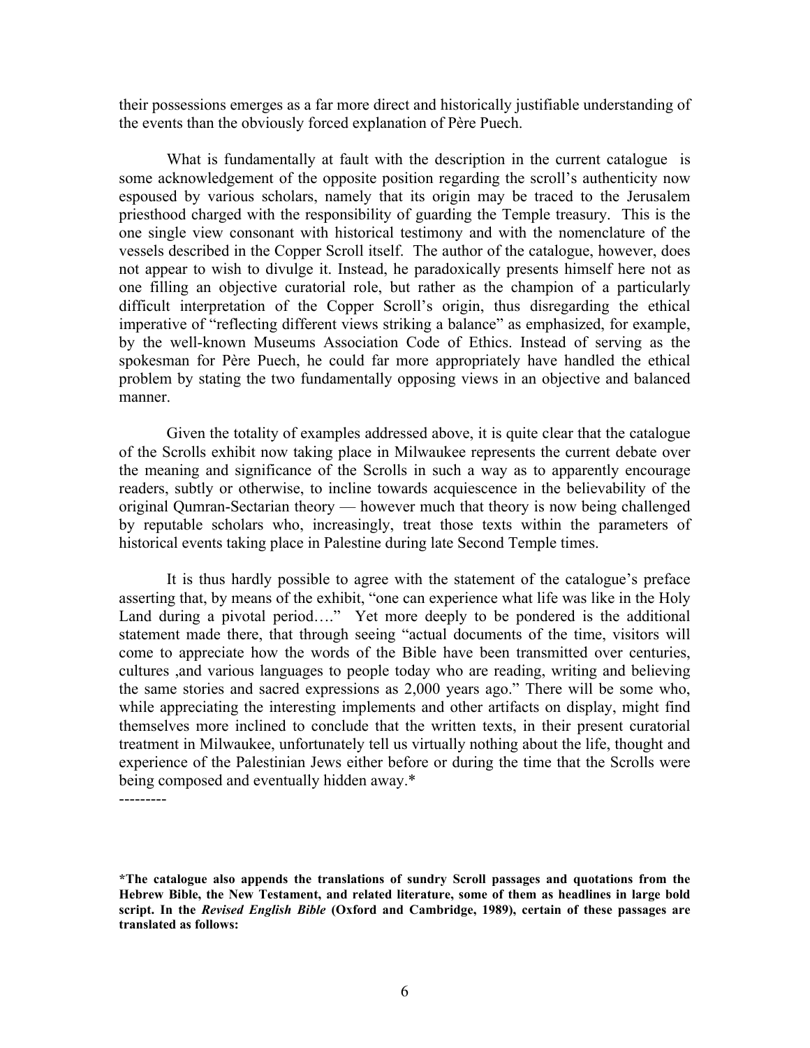their possessions emerges as a far more direct and historically justifiable understanding of the events than the obviously forced explanation of Père Puech.

What is fundamentally at fault with the description in the current catalogue is some acknowledgement of the opposite position regarding the scroll's authenticity now espoused by various scholars, namely that its origin may be traced to the Jerusalem priesthood charged with the responsibility of guarding the Temple treasury. This is the one single view consonant with historical testimony and with the nomenclature of the vessels described in the Copper Scroll itself. The author of the catalogue, however, does not appear to wish to divulge it. Instead, he paradoxically presents himself here not as one filling an objective curatorial role, but rather as the champion of a particularly difficult interpretation of the Copper Scroll's origin, thus disregarding the ethical imperative of "reflecting different views striking a balance" as emphasized, for example, by the well-known Museums Association Code of Ethics. Instead of serving as the spokesman for Père Puech, he could far more appropriately have handled the ethical problem by stating the two fundamentally opposing views in an objective and balanced manner.

Given the totality of examples addressed above, it is quite clear that the catalogue of the Scrolls exhibit now taking place in Milwaukee represents the current debate over the meaning and significance of the Scrolls in such a way as to apparently encourage readers, subtly or otherwise, to incline towards acquiescence in the believability of the original Qumran-Sectarian theory — however much that theory is now being challenged by reputable scholars who, increasingly, treat those texts within the parameters of historical events taking place in Palestine during late Second Temple times.

It is thus hardly possible to agree with the statement of the catalogue's preface asserting that, by means of the exhibit, "one can experience what life was like in the Holy Land during a pivotal period…." Yet more deeply to be pondered is the additional statement made there, that through seeing "actual documents of the time, visitors will come to appreciate how the words of the Bible have been transmitted over centuries, cultures ,and various languages to people today who are reading, writing and believing the same stories and sacred expressions as 2,000 years ago." There will be some who, while appreciating the interesting implements and other artifacts on display, might find themselves more inclined to conclude that the written texts, in their present curatorial treatment in Milwaukee, unfortunately tell us virtually nothing about the life, thought and experience of the Palestinian Jews either before or during the time that the Scrolls were being composed and eventually hidden away.*

---------

**\*The catalogue also appends the translations of sundry Scroll passages and quotations from the Hebrew Bible, the New Testament, and related literature, some of them as headlines in large bold script. In the *Revised English Bible* (Oxford and Cambridge, 1989), certain of these passages are translated as follows:**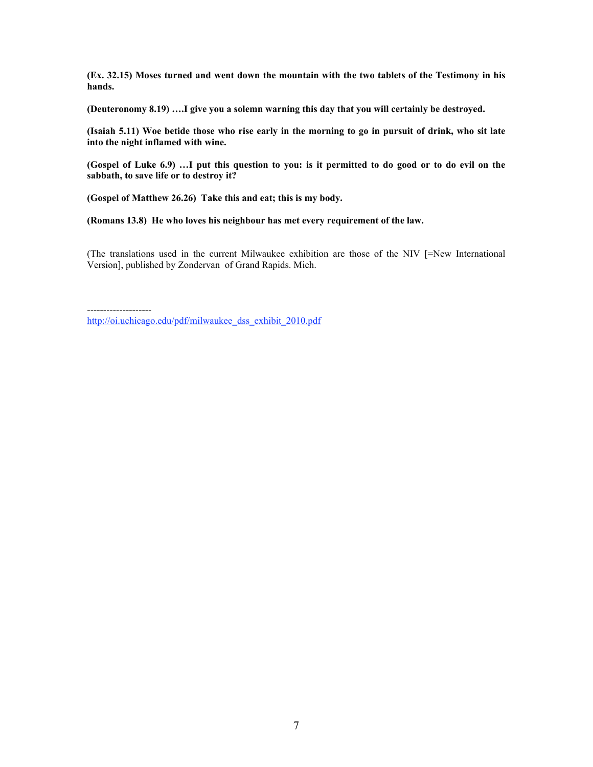**(Ex. 32.15) Moses turned and went down the mountain with the two tablets of the Testimony in his hands.**

**(Deuteronomy 8.19) ….I give you a solemn warning this day that you will certainly be destroyed.**

**(Isaiah 5.11) Woe betide those who rise early in the morning to go in pursuit of drink, who sit late into the night inflamed with wine.**

**(Gospel of Luke 6.9) …I put this question to you: is it permitted to do good or to do evil on the sabbath, to save life or to destroy it?**

**(Gospel of Matthew 26.26) Take this and eat; this is my body.**

**(Romans 13.8) He who loves his neighbour has met every requirement of the law.**

(The translations used in the current Milwaukee exhibition are those of the NIV [=New International Version], published by Zondervan of Grand Rapids. Mich.

--------------------

http://oi.uchicago.edu/pdf/milwaukee_dss_exhibit_2010.pdf